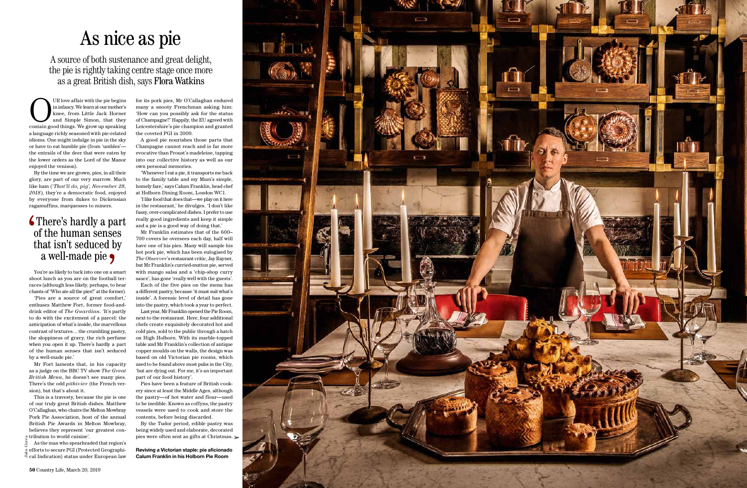# As nice as pie

## A source of both sustenance and great delight, the pie is rightly taking centre stage once more as a great British dish, says **Flora Watkins**

OUR love affair with the pie begins in infancy. We learn at our mother's knee, from Little Jack Horner and Simple Simon, that they contain good things. We grow up speaking a language richly seasoned with pie-related idioms. One might indulge in pie in the sky or have to eat humble pie (from 'umbles'—the entrails of the deer that were eaten by the lower orders as the Lord of the Manor enjoyed the venison).

By the time we are grown, pies, in all their glory, are part of our very marrow. Much like ham (*'That'll do, pig', November 28, 2018*), they're a democratic food, enjoyed by everyone from dukes to Dickensian ragamuffins, marquesses to miners.

> ‘There's hardly a part of the human senses that isn't seduced by a well-made pie’

You're as likely to tuck into one on a smart shoot lunch as you are on the football terraces (although less likely, perhaps, to hear chants of 'Who ate all the pies?' at the former).

'Pies are a source of great comfort,' enthuses Matthew Fort, former food-and-drink editor of *The Guardian*. 'It's partly to do with the excitement of a parcel: the anticipation of what's inside, the marvellous contrast of textures… the crumbling pastry, the sloppiness of gravy, the rich perfume when you open it up. There's hardly a part of the human senses that isn't seduced by a well-made pie.'

Mr Fort laments that, in his capacity as a judge on the BBC TV show *The Great British Menu*, he doesn't see many pies. There's the odd *pithivier* (the French version), but that's about it.

This is a travesty, because the pie is one of our truly great British dishes. Matthew O'Callaghan, who chairs the Melton Mowbray Pork Pie Association, host of the annual British Pie Awards in Melton Mowbray, believes they represent 'our greatest contribution to world cuisine'.

As the man who spearheaded that region's efforts to secure PGI (Protected Geographical Indication) status under European law for its pork pies, Mr O'Callaghan endured many a snooty Frenchman asking him: 'How can you possibly ask for the status of Champagne?' Happily, the EU agreed with Leicestershire's pie champion and granted the coveted PGI in 2009.

A good pie nourishes those parts that Champagne cannot reach and is far more evocative than Proust's madeleine, tapping into our collective history as well as our own personal memories.

'Whenever I eat a pie, it transports me back to the family table and my Mum's simple, homely fare,' says Calum Franklin, head chef at Holborn Dining Room, London WC1.

'I like food that does that—we play on it here in the restaurant,' he divulges. 'I don't like fussy, over-complicated dishes. I prefer to use really good ingredients and keep it simple and a pie is a good way of doing that.'

Mr Franklin estimates that of the 600–700 covers he oversees each day, half will have one of his pies. Many will sample his hot pork pie, which has been eulogised by *The Observer*'s restaurant critic, Jay Rayner, but Mr Franklin's curried-mutton pie, served with mango salsa and a 'chip-shop curry sauce', has gone 'really well with the guests'.

Each of the five pies on the menu has a different pastry, because 'it must suit what's inside'. A forensic level of detail has gone into the pastry, which took a year to perfect.

Last year, Mr Franklin opened the Pie Room, next to the restaurant. Here, four additional chefs create exquisitely decorated hot and cold pies, sold to the public through a hatch on High Holborn. With its marble-topped table and Mr Franklin's collection of antique copper moulds on the walls, the design was based on old Victorian pie rooms, which used to be found above most pubs in the City, 'but are dying out. For me, it's an important part of our food history'.

Pies have been a feature of British cookery since at least the Middle Ages, although the pastry—of hot water and flour—used to be inedible. Known as coffyns, the pastry vessels were used to cook and store the contents, before being discarded.

By the Tudor period, edible pastry was being widely used and elaborate, decorated pies were often sent as gifts at Christmas. ➢

**Reviving a Victorian staple: pie aficionado Calum Franklin in his Holborn Pie Room**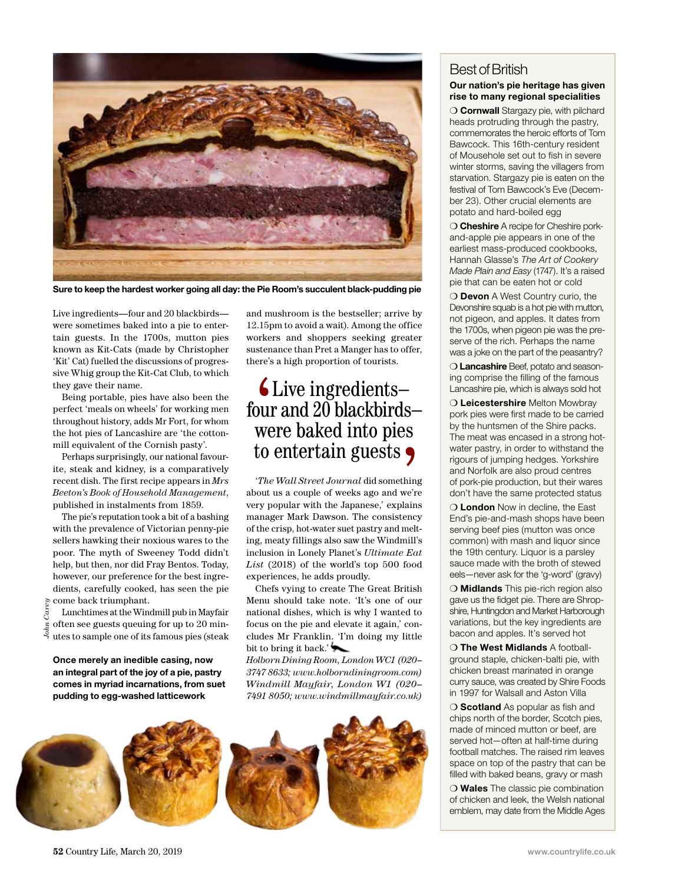Sure to keep the hardest worker going all day: the Pie Room's succulent black-pudding pie

Live ingredients—four and 20 blackbirds—were sometimes baked into a pie to entertain guests. In the 1700s, mutton pies known as Kit-Cats (made by Christopher 'Kit' Cat) fuelled the discussions of progressive Whig group the Kit-Cat Club, to which they gave their name.

Being portable, pies have also been the perfect 'meals on wheels' for working men throughout history, adds Mr Fort, for whom the hot pies of Lancashire are 'the cotton-mill equivalent of the Cornish pasty'.

Perhaps surprisingly, our national favourite, steak and kidney, is a comparatively recent dish. The first recipe appears in *Mrs Beeton's Book of Household Management*, published in instalments from 1859.

The pie's reputation took a bit of a bashing with the prevalence of Victorian penny-pie sellers hawking their noxious wares to the poor. The myth of Sweeney Todd didn't help, but then, nor did Fray Bentos. Today, however, our preference for the best ingredients, carefully cooked, has seen the pie come back triumphant.

Lunchtimes at the Windmill pub in Mayfair often see guests queuing for up to 20 minutes to sample one of its famous pies (steak and mushroom is the bestseller; arrive by 12.15pm to avoid a wait). Among the office workers and shoppers seeking greater sustenance than Pret a Manger has to offer, there's a high proportion of tourists.

> 'Live ingredients—four and 20 blackbirds—were baked into pies to entertain guests'

'*The Wall Street Journal* did something about us a couple of weeks ago and we're very popular with the Japanese,' explains manager Mark Dawson. The consistency of the crisp, hot-water suet pastry and melting, meaty fillings also saw the Windmill's inclusion in Lonely Planet's *Ultimate Eat List* (2018) of the world's top 500 food experiences, he adds proudly.

Chefs vying to create The Great British Menu should take note. 'It's one of our national dishes, which is why I wanted to focus on the pie and elevate it again,' concludes Mr Franklin. 'I'm doing my little bit to bring it back.'

*Holborn Dining Room, London WC1 (020–3747 8633; www.holborndiningroom.com)*
*Windmill Mayfair, London W1 (020–7491 8050; www.windmillmayfair.co.uk)*

*John Carey*

**Once merely an inedible casing, now an integral part of the joy of a pie, pastry comes in myriad incarnations, from suet pudding to egg-washed latticework**

## Best of British

**Our nation's pie heritage has given rise to many regional specialities**

- **Cornwall** Stargazy pie, with pilchard heads protruding through the pastry, commemorates the heroic efforts of Tom Bawcock. This 16th-century resident of Mousehole set out to fish in severe winter storms, saving the villagers from starvation. Stargazy pie is eaten on the festival of Tom Bawcock's Eve (December 23). Other crucial elements are potato and hard-boiled egg
- **Cheshire** A recipe for Cheshire pork-and-apple pie appears in one of the earliest mass-produced cookbooks, Hannah Glasse's *The Art of Cookery Made Plain and Easy* (1747). It's a raised pie that can be eaten hot or cold
- **Devon** A West Country curio, the Devonshire squab is a hot pie with mutton, not pigeon, and apples. It dates from the 1700s, when pigeon pie was the preserve of the rich. Perhaps the name was a joke on the part of the peasantry?
- **Lancashire** Beef, potato and seasoning comprise the filling of the famous Lancashire pie, which is always sold hot
- **Leicestershire** Melton Mowbray pork pies were first made to be carried by the huntsmen of the Shire packs. The meat was encased in a strong hot-water pastry, in order to withstand the rigours of jumping hedges. Yorkshire and Norfolk are also proud centres of pork-pie production, but their wares don't have the same protected status
- **London** Now in decline, the East End's pie-and-mash shops have been serving beef pies (mutton was once common) with mash and liquor since the 19th century. Liquor is a parsley sauce made with the broth of stewed eels—never ask for the 'g-word' (gravy)
- **Midlands** This pie-rich region also gave us the fidget pie. There are Shropshire, Huntingdon and Market Harborough variations, but the key ingredients are bacon and apples. It's served hot
- **The West Midlands** A football-ground staple, chicken-balti pie, with chicken breast marinated in orange curry sauce, was created by Shire Foods in 1997 for Walsall and Aston Villa
- **Scotland** As popular as fish and chips north of the border, Scotch pies, made of minced mutton or beef, are served hot—often at half-time during football matches. The raised rim leaves space on top of the pastry that can be filled with baked beans, gravy or mash
- **Wales** The classic pie combination of chicken and leek, the Welsh national emblem, may date from the Middle Ages